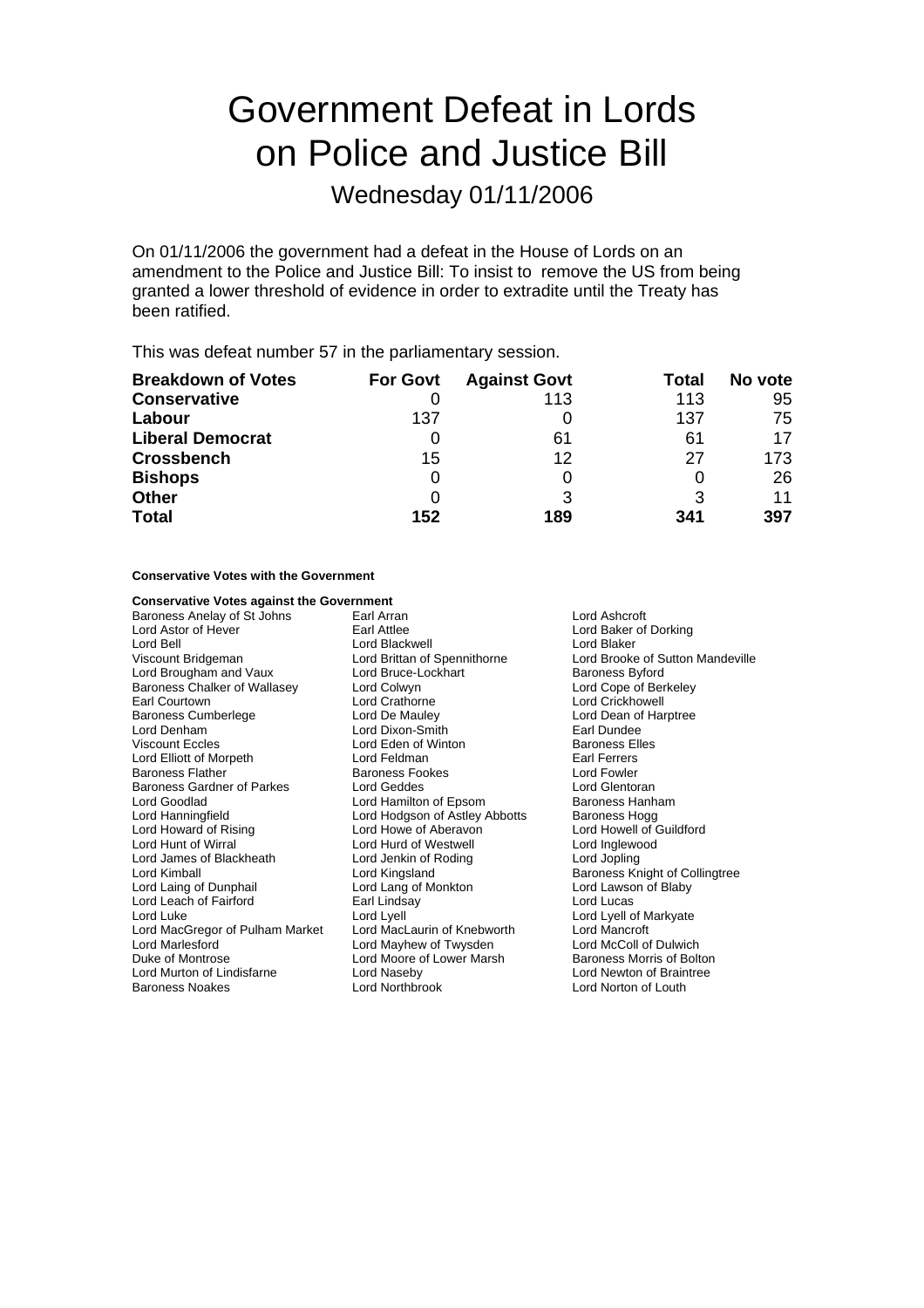# Government Defeat in Lords on Police and Justice Bill

## Wednesday 01/11/2006

On 01/11/2006 the government had a defeat in the House of Lords on an amendment to the Police and Justice Bill: To insist to remove the US from being granted a lower threshold of evidence in order to extradite until the Treaty has been ratified.

This was defeat number 57 in the parliamentary session.

| **Breakdown of Votes** | **For Govt** | **Against Govt** | **Total** | **No vote** |
|---|---|---|---|---|
| **Conservative** | 0 | 113 | 113 | 95 |
| **Labour** | 137 | 0 | 137 | 75 |
| **Liberal Democrat** | 0 | 61 | 61 | 17 |
| **Crossbench** | 15 | 12 | 27 | 173 |
| **Bishops** | 0 | 0 | 0 | 26 |
| **Other** | 0 | 3 | 3 | 11 |
| **Total** | **152** | **189** | **341** | **397** |

**Conservative Votes with the Government**

**Conservative Votes against the Government**

Baroness Anelay of St Johns
Earl Arran
Lord Ashcroft
Lord Astor of Hever
Earl Attlee
Lord Baker of Dorking
Lord Bell
Lord Blackwell
Lord Blaker
Viscount Bridgeman
Lord Brittan of Spennithorne
Lord Brooke of Sutton Mandeville
Lord Brougham and Vaux
Lord Bruce-Lockhart
Baroness Byford
Baroness Chalker of Wallasey
Lord Colwyn
Lord Cope of Berkeley
Earl Courtown
Lord Crathorne
Lord Crickhowell
Baroness Cumberlege
Lord De Mauley
Lord Dean of Harptree
Lord Denham
Lord Dixon-Smith
Earl Dundee
Viscount Eccles
Lord Eden of Winton
Baroness Elles
Lord Elliott of Morpeth
Lord Feldman
Earl Ferrers
Baroness Flather
Baroness Fookes
Lord Fowler
Baroness Gardner of Parkes
Lord Geddes
Lord Glentoran
Lord Goodlad
Lord Hamilton of Epsom
Baroness Hanham
Lord Hanningfield
Lord Hodgson of Astley Abbotts
Baroness Hogg
Lord Howard of Rising
Lord Howe of Aberavon
Lord Howell of Guildford
Lord Hunt of Wirral
Lord Hurd of Westwell
Lord Inglewood
Lord James of Blackheath
Lord Jenkin of Roding
Lord Jopling
Lord Kimball
Lord Kingsland
Baroness Knight of Collingtree
Lord Laing of Dunphail
Lord Lang of Monkton
Lord Lawson of Blaby
Lord Leach of Fairford
Earl Lindsay
Lord Lucas
Lord Luke
Lord Lyell
Lord Lyell of Markyate
Lord MacGregor of Pulham Market
Lord MacLaurin of Knebworth
Lord Mancroft
Lord Marlesford
Lord Mayhew of Twysden
Lord McColl of Dulwich
Duke of Montrose
Lord Moore of Lower Marsh
Baroness Morris of Bolton
Lord Murton of Lindisfarne
Lord Naseby
Lord Newton of Braintree
Baroness Noakes
Lord Northbrook
Lord Norton of Louth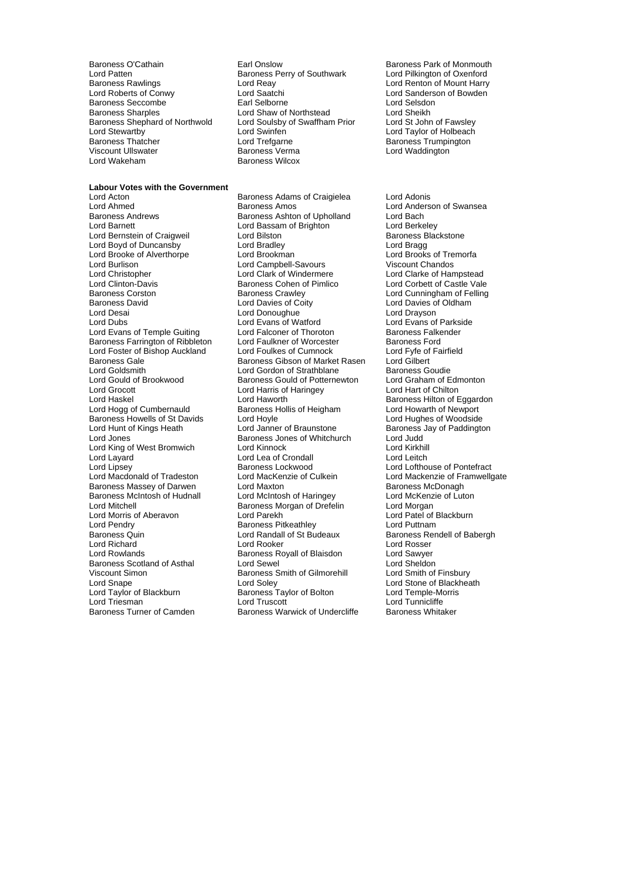Baroness O'Cathain
Earl Onslow
Baroness Park of Monmouth
Lord Patten
Baroness Perry of Southwark
Lord Pilkington of Oxenford
Baroness Rawlings
Lord Reay
Lord Renton of Mount Harry
Lord Roberts of Conwy
Lord Saatchi
Lord Sanderson of Bowden
Baroness Seccombe
Earl Selborne
Lord Selsdon
Baroness Sharples
Lord Shaw of Northstead
Lord Sheikh
Baroness Shephard of Northwold
Lord Soulsby of Swaffham Prior
Lord St John of Fawsley
Lord Stewartby
Lord Swinfen
Lord Taylor of Holbeach
Baroness Thatcher
Lord Trefgarne
Baroness Trumpington
Viscount Ullswater
Baroness Verma
Lord Waddington
Lord Wakeham
Baroness Wilcox

**Labour Votes with the Government**

Lord Acton
Baroness Adams of Craigielea
Lord Adonis
Lord Ahmed
Baroness Amos
Lord Anderson of Swansea
Baroness Andrews
Baroness Ashton of Upholland
Lord Bach
Lord Barnett
Lord Bassam of Brighton
Lord Berkeley
Lord Bernstein of Craigweil
Lord Bilston
Baroness Blackstone
Lord Boyd of Duncansby
Lord Bradley
Lord Bragg
Lord Brooke of Alverthorpe
Lord Brookman
Lord Brooks of Tremorfa
Lord Burlison
Lord Campbell-Savours
Viscount Chandos
Lord Christopher
Lord Clark of Windermere
Lord Clarke of Hampstead
Lord Clinton-Davis
Baroness Cohen of Pimlico
Lord Corbett of Castle Vale
Baroness Corston
Baroness Crawley
Lord Cunningham of Felling
Baroness David
Lord Davies of Coity
Lord Davies of Oldham
Lord Desai
Lord Donoughue
Lord Drayson
Lord Dubs
Lord Evans of Watford
Lord Evans of Parkside
Lord Evans of Temple Guiting
Lord Falconer of Thoroton
Baroness Falkender
Baroness Farrington of Ribbleton
Lord Faulkner of Worcester
Baroness Ford
Lord Foster of Bishop Auckland
Lord Foulkes of Cumnock
Lord Fyfe of Fairfield
Baroness Gale
Baroness Gibson of Market Rasen
Lord Gilbert
Lord Goldsmith
Lord Gordon of Strathblane
Baroness Goudie
Lord Gould of Brookwood
Baroness Gould of Potternewton
Lord Graham of Edmonton
Lord Grocott
Lord Harris of Haringey
Lord Hart of Chilton
Lord Haskel
Lord Haworth
Baroness Hilton of Eggardon
Lord Hogg of Cumbernauld
Baroness Hollis of Heigham
Lord Howarth of Newport
Baroness Howells of St Davids
Lord Hoyle
Lord Hughes of Woodside
Lord Hunt of Kings Heath
Lord Janner of Braunstone
Baroness Jay of Paddington
Lord Jones
Baroness Jones of Whitchurch
Lord Judd
Lord King of West Bromwich
Lord Kinnock
Lord Kirkhill
Lord Layard
Lord Lea of Crondall
Lord Leitch
Lord Lipsey
Baroness Lockwood
Lord Lofthouse of Pontefract
Lord Macdonald of Tradeston
Lord MacKenzie of Culkein
Lord Mackenzie of Framwellgate
Baroness Massey of Darwen
Lord Maxton
Baroness McDonagh
Baroness McIntosh of Hudnall
Lord McIntosh of Haringey
Lord McKenzie of Luton
Lord Mitchell
Baroness Morgan of Drefelin
Lord Morgan
Lord Morris of Aberavon
Lord Parekh
Lord Patel of Blackburn
Lord Pendry
Baroness Pitkeathley
Lord Puttnam
Baroness Quin
Lord Randall of St Budeaux
Baroness Rendell of Babergh
Lord Richard
Lord Rooker
Lord Rosser
Lord Rowlands
Baroness Royall of Blaisdon
Lord Sawyer
Baroness Scotland of Asthal
Lord Sewel
Lord Sheldon
Viscount Simon
Baroness Smith of Gilmorehill
Lord Smith of Finsbury
Lord Snape
Lord Soley
Lord Stone of Blackheath
Lord Taylor of Blackburn
Baroness Taylor of Bolton
Lord Temple-Morris
Lord Triesman
Lord Truscott
Lord Tunnicliffe
Baroness Turner of Camden
Baroness Warwick of Undercliffe
Baroness Whitaker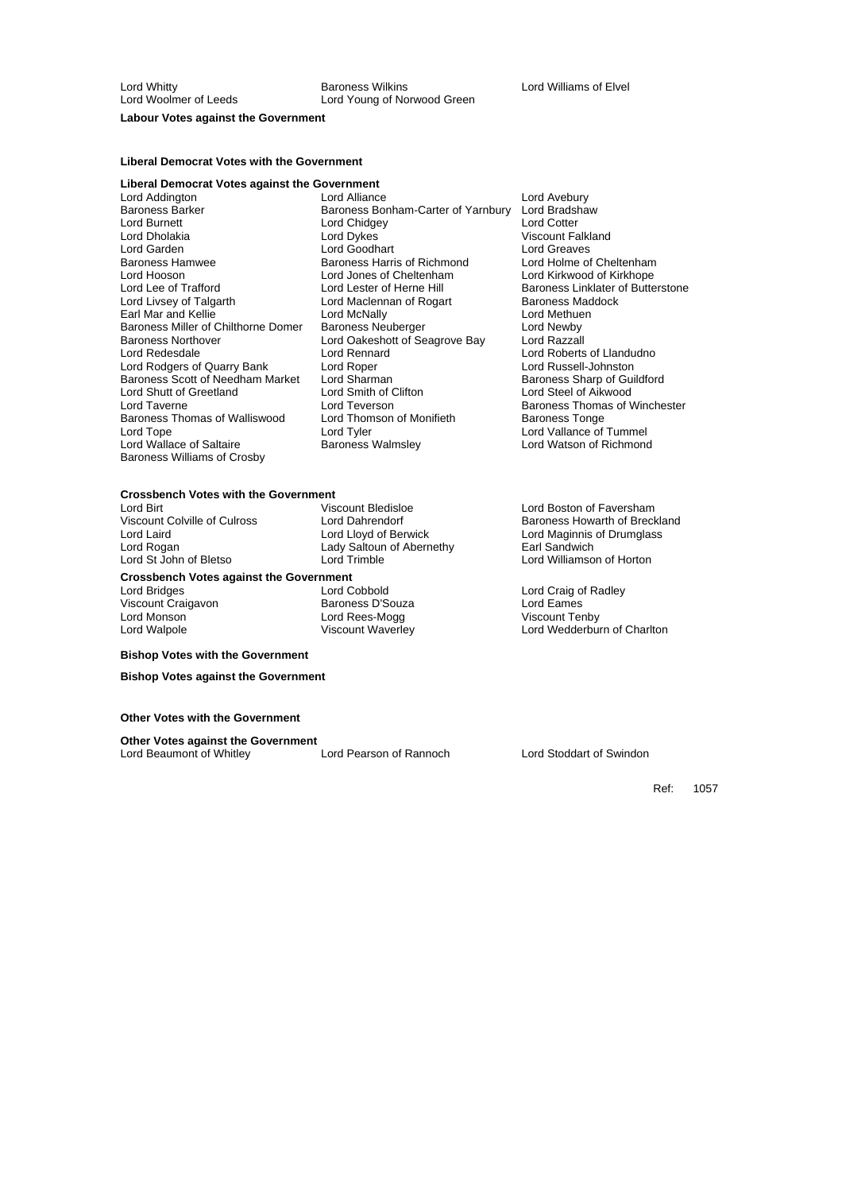Lord Whitty | Baroness Wilkins | Lord Williams of Elvel
Lord Woolmer of Leeds | Lord Young of Norwood Green

**Labour Votes against the Government**

**Liberal Democrat Votes with the Government**

**Liberal Democrat Votes against the Government**

| | | |
|---|---|---|
| Lord Addington | Lord Alliance | Lord Avebury |
| Baroness Barker | Baroness Bonham-Carter of Yarnbury | Lord Bradshaw |
| Lord Burnett | Lord Chidgey | Lord Cotter |
| Lord Dholakia | Lord Dykes | Viscount Falkland |
| Lord Garden | Lord Goodhart | Lord Greaves |
| Baroness Hamwee | Baroness Harris of Richmond | Lord Holme of Cheltenham |
| Lord Hooson | Lord Jones of Cheltenham | Lord Kirkwood of Kirkhope |
| Lord Lee of Trafford | Lord Lester of Herne Hill | Baroness Linklater of Butterstone |
| Lord Livsey of Talgarth | Lord Maclennan of Rogart | Baroness Maddock |
| Earl Mar and Kellie | Lord McNally | Lord Methuen |
| Baroness Miller of Chilthorne Domer | Baroness Neuberger | Lord Newby |
| Baroness Northover | Lord Oakeshott of Seagrove Bay | Lord Razzall |
| Lord Redesdale | Lord Rennard | Lord Roberts of Llandudno |
| Lord Rodgers of Quarry Bank | Lord Roper | Lord Russell-Johnston |
| Baroness Scott of Needham Market | Lord Sharman | Baroness Sharp of Guildford |
| Lord Shutt of Greetland | Lord Smith of Clifton | Lord Steel of Aikwood |
| Lord Taverne | Lord Teverson | Baroness Thomas of Winchester |
| Baroness Thomas of Walliswood | Lord Thomson of Monifieth | Baroness Tonge |
| Lord Tope | Lord Tyler | Lord Vallance of Tummel |
| Lord Wallace of Saltaire | Baroness Walmsley | Lord Watson of Richmond |
| Baroness Williams of Crosby | | |

**Crossbench Votes with the Government**

| | | |
|---|---|---|
| Lord Birt | Viscount Bledisloe | Lord Boston of Faversham |
| Viscount Colville of Culross | Lord Dahrendorf | Baroness Howarth of Breckland |
| Lord Laird | Lord Lloyd of Berwick | Lord Maginnis of Drumglass |
| Lord Rogan | Lady Saltoun of Abernethy | Earl Sandwich |
| Lord St John of Bletso | Lord Trimble | Lord Williamson of Horton |

**Crossbench Votes against the Government**

| | | |
|---|---|---|
| Lord Bridges | Lord Cobbold | Lord Craig of Radley |
| Viscount Craigavon | Baroness D'Souza | Lord Eames |
| Lord Monson | Lord Rees-Mogg | Viscount Tenby |
| Lord Walpole | Viscount Waverley | Lord Wedderburn of Charlton |

**Bishop Votes with the Government**

**Bishop Votes against the Government**

**Other Votes with the Government**

**Other Votes against the Government**

| | | |
|---|---|---|
| Lord Beaumont of Whitley | Lord Pearson of Rannoch | Lord Stoddart of Swindon |

Ref: 1057